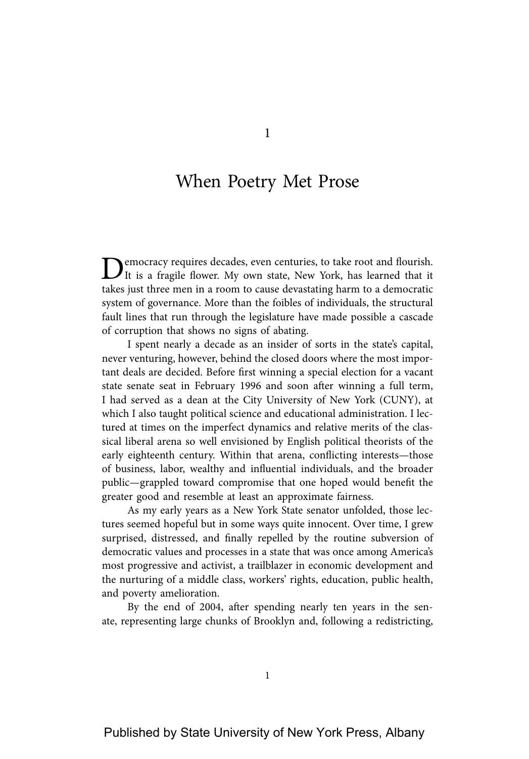# 1

# When Poetry Met Prose

Democracy requires decades, even centuries, to take root and flourish. It is a fragile flower. My own state, New York, has learned that it takes just three men in a room to cause devastating harm to a democratic system of governance. More than the foibles of individuals, the structural fault lines that run through the legislature have made possible a cascade of corruption that shows no signs of abating.

I spent nearly a decade as an insider of sorts in the state's capital, never venturing, however, behind the closed doors where the most important deals are decided. Before first winning a special election for a vacant state senate seat in February 1996 and soon after winning a full term, I had served as a dean at the City University of New York (CUNY), at which I also taught political science and educational administration. I lectured at times on the imperfect dynamics and relative merits of the classical liberal arena so well envisioned by English political theorists of the early eighteenth century. Within that arena, conflicting interests—those of business, labor, wealthy and influential individuals, and the broader public—grappled toward compromise that one hoped would benefit the greater good and resemble at least an approximate fairness.

As my early years as a New York State senator unfolded, those lectures seemed hopeful but in some ways quite innocent. Over time, I grew surprised, distressed, and finally repelled by the routine subversion of democratic values and processes in a state that was once among America's most progressive and activist, a trailblazer in economic development and the nurturing of a middle class, workers' rights, education, public health, and poverty amelioration.

By the end of 2004, after spending nearly ten years in the senate, representing large chunks of Brooklyn and, following a redistricting,

Published by State University of New York Press, Albany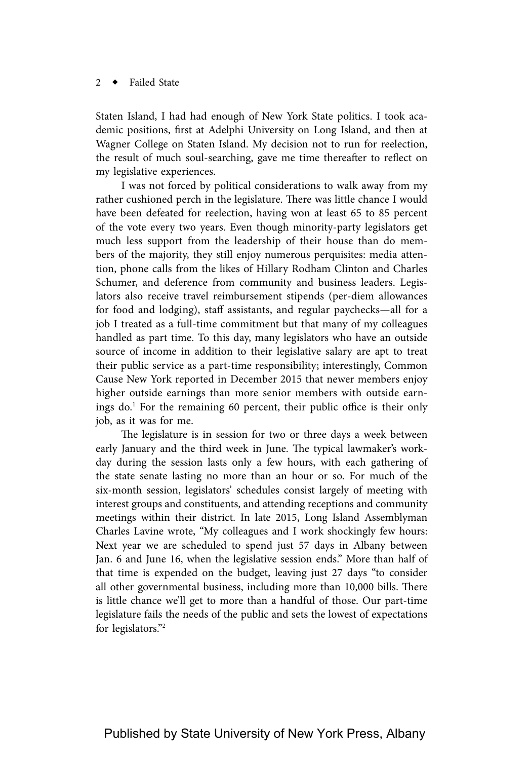Staten Island, I had had enough of New York State politics. I took academic positions, first at Adelphi University on Long Island, and then at Wagner College on Staten Island. My decision not to run for reelection, the result of much soul-searching, gave me time thereafter to reflect on my legislative experiences.

I was not forced by political considerations to walk away from my rather cushioned perch in the legislature. There was little chance I would have been defeated for reelection, having won at least 65 to 85 percent of the vote every two years. Even though minority-party legislators get much less support from the leadership of their house than do members of the majority, they still enjoy numerous perquisites: media attention, phone calls from the likes of Hillary Rodham Clinton and Charles Schumer, and deference from community and business leaders. Legislators also receive travel reimbursement stipends (per-diem allowances for food and lodging), staff assistants, and regular paychecks—all for a job I treated as a full-time commitment but that many of my colleagues handled as part time. To this day, many legislators who have an outside source of income in addition to their legislative salary are apt to treat their public service as a part-time responsibility; interestingly, Common Cause New York reported in December 2015 that newer members enjoy higher outside earnings than more senior members with outside earnings do.[1] For the remaining 60 percent, their public office is their only job, as it was for me.

The legislature is in session for two or three days a week between early January and the third week in June. The typical lawmaker's workday during the session lasts only a few hours, with each gathering of the state senate lasting no more than an hour or so. For much of the six-month session, legislators' schedules consist largely of meeting with interest groups and constituents, and attending receptions and community meetings within their district. In late 2015, Long Island Assemblyman Charles Lavine wrote, "My colleagues and I work shockingly few hours: Next year we are scheduled to spend just 57 days in Albany between Jan. 6 and June 16, when the legislative session ends." More than half of that time is expended on the budget, leaving just 27 days "to consider all other governmental business, including more than 10,000 bills. There is little chance we'll get to more than a handful of those. Our part-time legislature fails the needs of the public and sets the lowest of expectations for legislators."[2]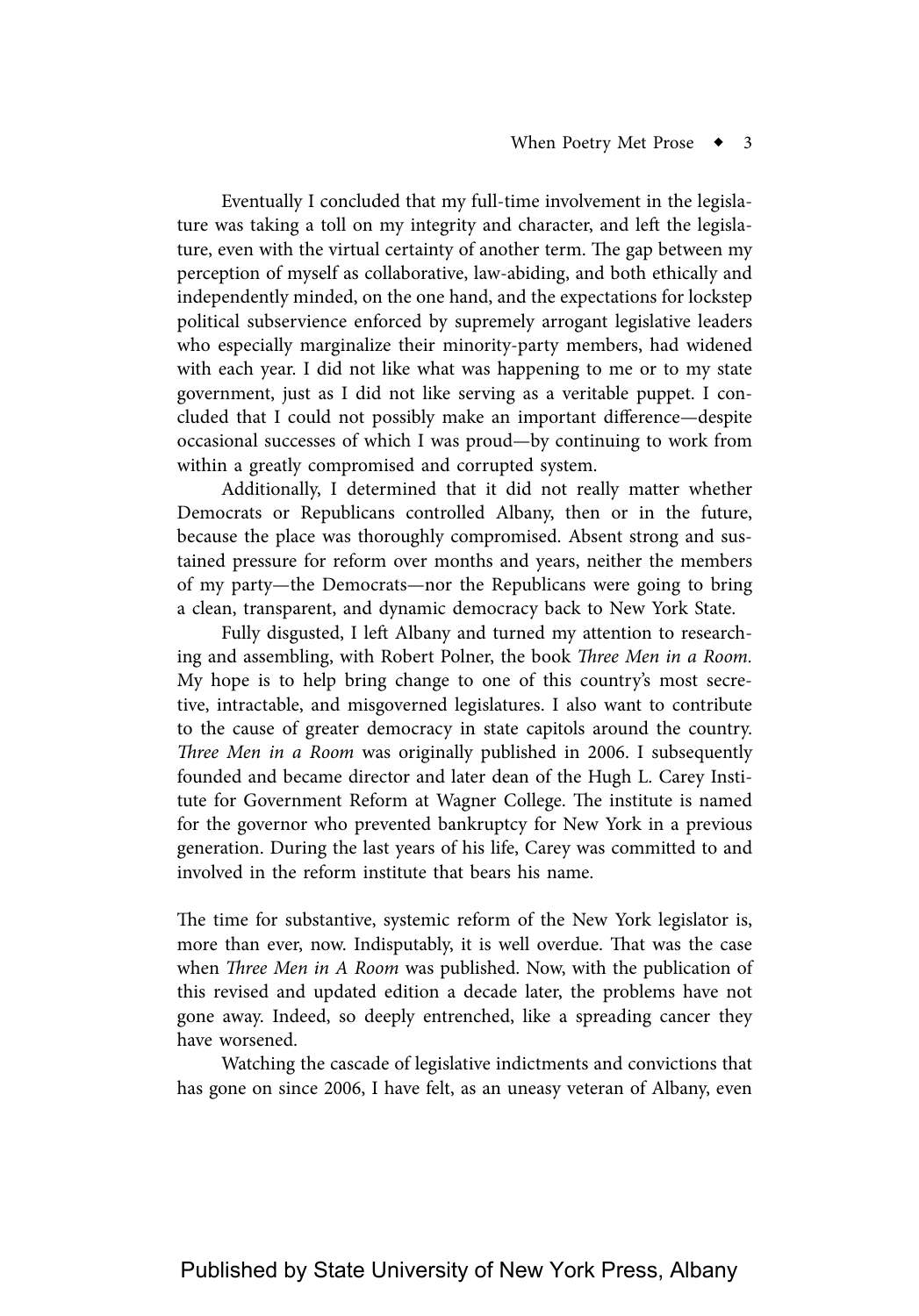Eventually I concluded that my full-time involvement in the legislature was taking a toll on my integrity and character, and left the legislature, even with the virtual certainty of another term. The gap between my perception of myself as collaborative, law-abiding, and both ethically and independently minded, on the one hand, and the expectations for lockstep political subservience enforced by supremely arrogant legislative leaders who especially marginalize their minority-party members, had widened with each year. I did not like what was happening to me or to my state government, just as I did not like serving as a veritable puppet. I concluded that I could not possibly make an important difference—despite occasional successes of which I was proud—by continuing to work from within a greatly compromised and corrupted system.

Additionally, I determined that it did not really matter whether Democrats or Republicans controlled Albany, then or in the future, because the place was thoroughly compromised. Absent strong and sustained pressure for reform over months and years, neither the members of my party—the Democrats—nor the Republicans were going to bring a clean, transparent, and dynamic democracy back to New York State.

Fully disgusted, I left Albany and turned my attention to researching and assembling, with Robert Polner, the book *Three Men in a Room.* My hope is to help bring change to one of this country's most secretive, intractable, and misgoverned legislatures. I also want to contribute to the cause of greater democracy in state capitols around the country. *Three Men in a Room* was originally published in 2006. I subsequently founded and became director and later dean of the Hugh L. Carey Institute for Government Reform at Wagner College. The institute is named for the governor who prevented bankruptcy for New York in a previous generation. During the last years of his life, Carey was committed to and involved in the reform institute that bears his name.

The time for substantive, systemic reform of the New York legislator is, more than ever, now. Indisputably, it is well overdue. That was the case when *Three Men in A Room* was published. Now, with the publication of this revised and updated edition a decade later, the problems have not gone away. Indeed, so deeply entrenched, like a spreading cancer they have worsened.

Watching the cascade of legislative indictments and convictions that has gone on since 2006, I have felt, as an uneasy veteran of Albany, even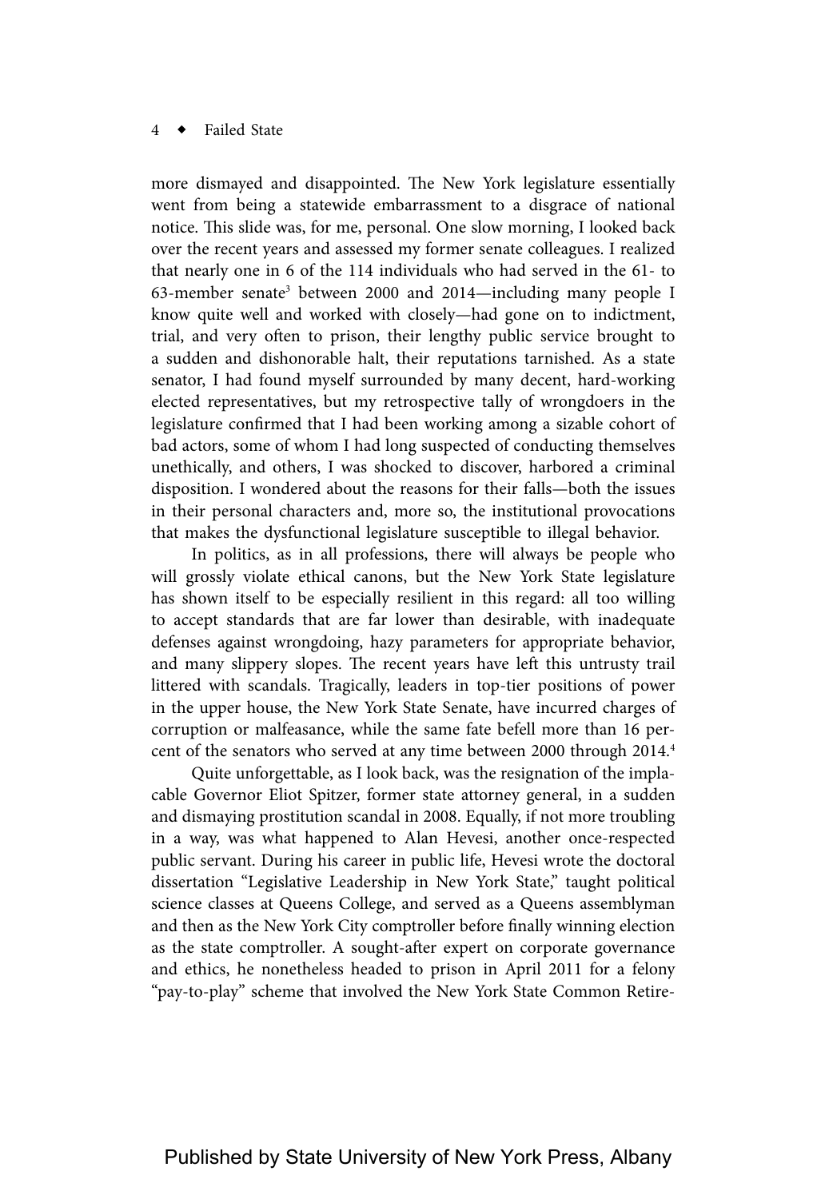more dismayed and disappointed. The New York legislature essentially went from being a statewide embarrassment to a disgrace of national notice. This slide was, for me, personal. One slow morning, I looked back over the recent years and assessed my former senate colleagues. I realized that nearly one in 6 of the 114 individuals who had served in the 61- to 63-member senate[3] between 2000 and 2014—including many people I know quite well and worked with closely—had gone on to indictment, trial, and very often to prison, their lengthy public service brought to a sudden and dishonorable halt, their reputations tarnished. As a state senator, I had found myself surrounded by many decent, hard-working elected representatives, but my retrospective tally of wrongdoers in the legislature confirmed that I had been working among a sizable cohort of bad actors, some of whom I had long suspected of conducting themselves unethically, and others, I was shocked to discover, harbored a criminal disposition. I wondered about the reasons for their falls—both the issues in their personal characters and, more so, the institutional provocations that makes the dysfunctional legislature susceptible to illegal behavior.

In politics, as in all professions, there will always be people who will grossly violate ethical canons, but the New York State legislature has shown itself to be especially resilient in this regard: all too willing to accept standards that are far lower than desirable, with inadequate defenses against wrongdoing, hazy parameters for appropriate behavior, and many slippery slopes. The recent years have left this untrusty trail littered with scandals. Tragically, leaders in top-tier positions of power in the upper house, the New York State Senate, have incurred charges of corruption or malfeasance, while the same fate befell more than 16 percent of the senators who served at any time between 2000 through 2014.[4]

Quite unforgettable, as I look back, was the resignation of the implacable Governor Eliot Spitzer, former state attorney general, in a sudden and dismaying prostitution scandal in 2008. Equally, if not more troubling in a way, was what happened to Alan Hevesi, another once-respected public servant. During his career in public life, Hevesi wrote the doctoral dissertation "Legislative Leadership in New York State," taught political science classes at Queens College, and served as a Queens assemblyman and then as the New York City comptroller before finally winning election as the state comptroller. A sought-after expert on corporate governance and ethics, he nonetheless headed to prison in April 2011 for a felony "pay-to-play" scheme that involved the New York State Common Retire-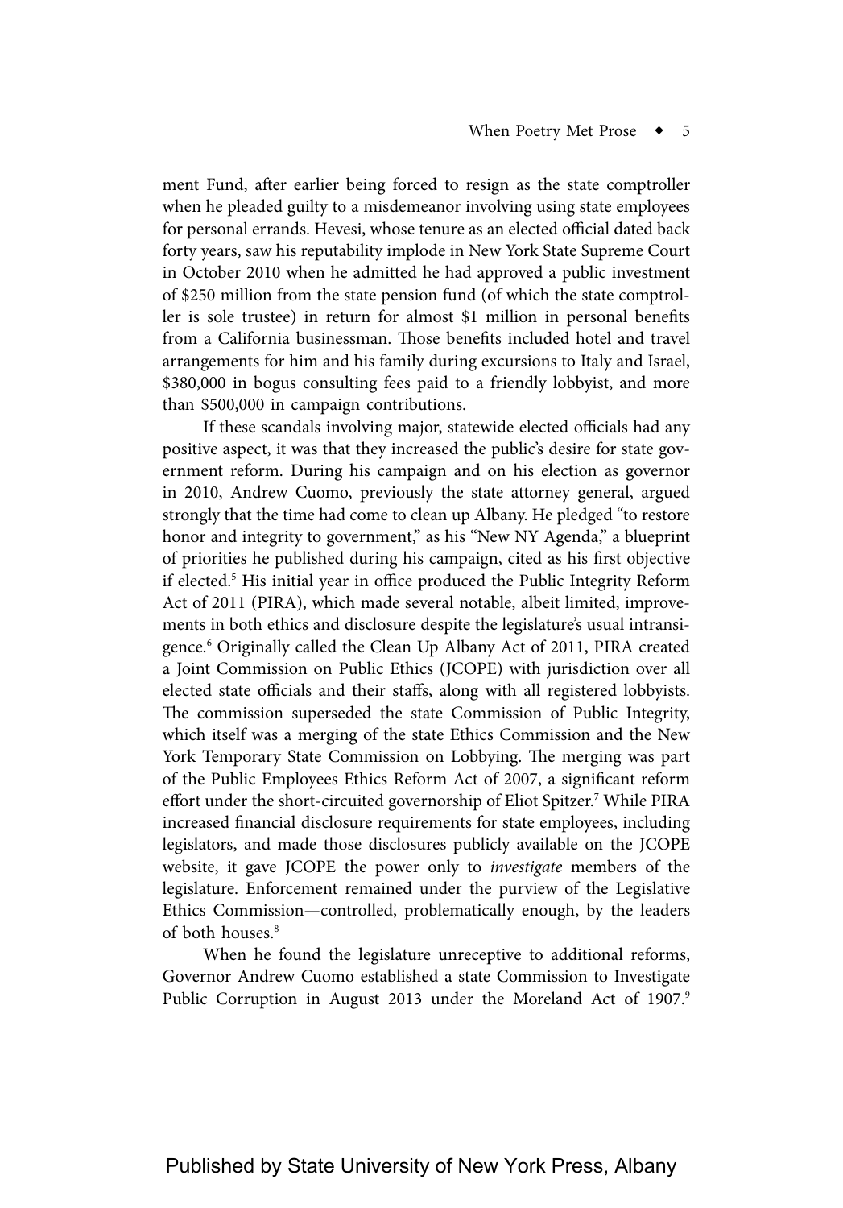ment Fund, after earlier being forced to resign as the state comptroller when he pleaded guilty to a misdemeanor involving using state employees for personal errands. Hevesi, whose tenure as an elected official dated back forty years, saw his reputability implode in New York State Supreme Court in October 2010 when he admitted he had approved a public investment of $250 million from the state pension fund (of which the state comptroller is sole trustee) in return for almost $1 million in personal benefits from a California businessman. Those benefits included hotel and travel arrangements for him and his family during excursions to Italy and Israel, $380,000 in bogus consulting fees paid to a friendly lobbyist, and more than $500,000 in campaign contributions.

If these scandals involving major, statewide elected officials had any positive aspect, it was that they increased the public's desire for state government reform. During his campaign and on his election as governor in 2010, Andrew Cuomo, previously the state attorney general, argued strongly that the time had come to clean up Albany. He pledged "to restore honor and integrity to government," as his "New NY Agenda," a blueprint of priorities he published during his campaign, cited as his first objective if elected.[5] His initial year in office produced the Public Integrity Reform Act of 2011 (PIRA), which made several notable, albeit limited, improvements in both ethics and disclosure despite the legislature's usual intransigence.[6] Originally called the Clean Up Albany Act of 2011, PIRA created a Joint Commission on Public Ethics (JCOPE) with jurisdiction over all elected state officials and their staffs, along with all registered lobbyists. The commission superseded the state Commission of Public Integrity, which itself was a merging of the state Ethics Commission and the New York Temporary State Commission on Lobbying. The merging was part of the Public Employees Ethics Reform Act of 2007, a significant reform effort under the short-circuited governorship of Eliot Spitzer.[7] While PIRA increased financial disclosure requirements for state employees, including legislators, and made those disclosures publicly available on the JCOPE website, it gave JCOPE the power only to *investigate* members of the legislature. Enforcement remained under the purview of the Legislative Ethics Commission—controlled, problematically enough, by the leaders of both houses.[8]

When he found the legislature unreceptive to additional reforms, Governor Andrew Cuomo established a state Commission to Investigate Public Corruption in August 2013 under the Moreland Act of 1907.[9]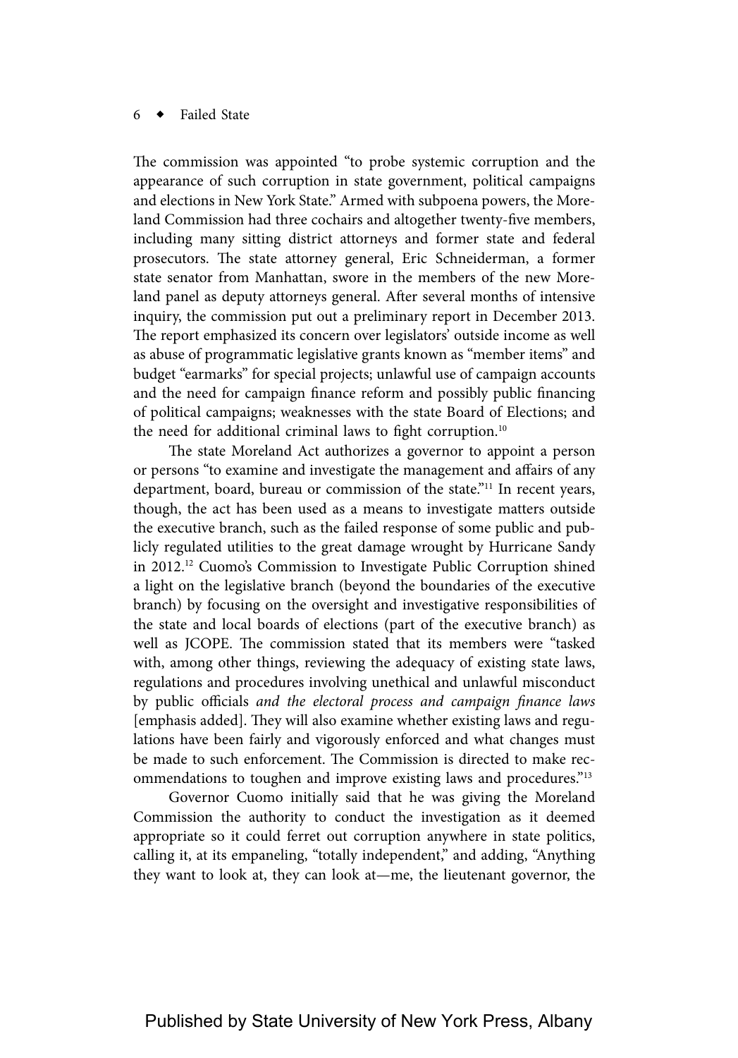The commission was appointed "to probe systemic corruption and the appearance of such corruption in state government, political campaigns and elections in New York State." Armed with subpoena powers, the Moreland Commission had three cochairs and altogether twenty-five members, including many sitting district attorneys and former state and federal prosecutors. The state attorney general, Eric Schneiderman, a former state senator from Manhattan, swore in the members of the new Moreland panel as deputy attorneys general. After several months of intensive inquiry, the commission put out a preliminary report in December 2013. The report emphasized its concern over legislators' outside income as well as abuse of programmatic legislative grants known as "member items" and budget "earmarks" for special projects; unlawful use of campaign accounts and the need for campaign finance reform and possibly public financing of political campaigns; weaknesses with the state Board of Elections; and the need for additional criminal laws to fight corruption.[10]

The state Moreland Act authorizes a governor to appoint a person or persons "to examine and investigate the management and affairs of any department, board, bureau or commission of the state."[11] In recent years, though, the act has been used as a means to investigate matters outside the executive branch, such as the failed response of some public and publicly regulated utilities to the great damage wrought by Hurricane Sandy in 2012.[12] Cuomo's Commission to Investigate Public Corruption shined a light on the legislative branch (beyond the boundaries of the executive branch) by focusing on the oversight and investigative responsibilities of the state and local boards of elections (part of the executive branch) as well as JCOPE. The commission stated that its members were "tasked with, among other things, reviewing the adequacy of existing state laws, regulations and procedures involving unethical and unlawful misconduct by public officials *and the electoral process and campaign finance laws* [emphasis added]. They will also examine whether existing laws and regulations have been fairly and vigorously enforced and what changes must be made to such enforcement. The Commission is directed to make recommendations to toughen and improve existing laws and procedures."[13]

Governor Cuomo initially said that he was giving the Moreland Commission the authority to conduct the investigation as it deemed appropriate so it could ferret out corruption anywhere in state politics, calling it, at its empaneling, "totally independent," and adding, "Anything they want to look at, they can look at—me, the lieutenant governor, the

Published by State University of New York Press, Albany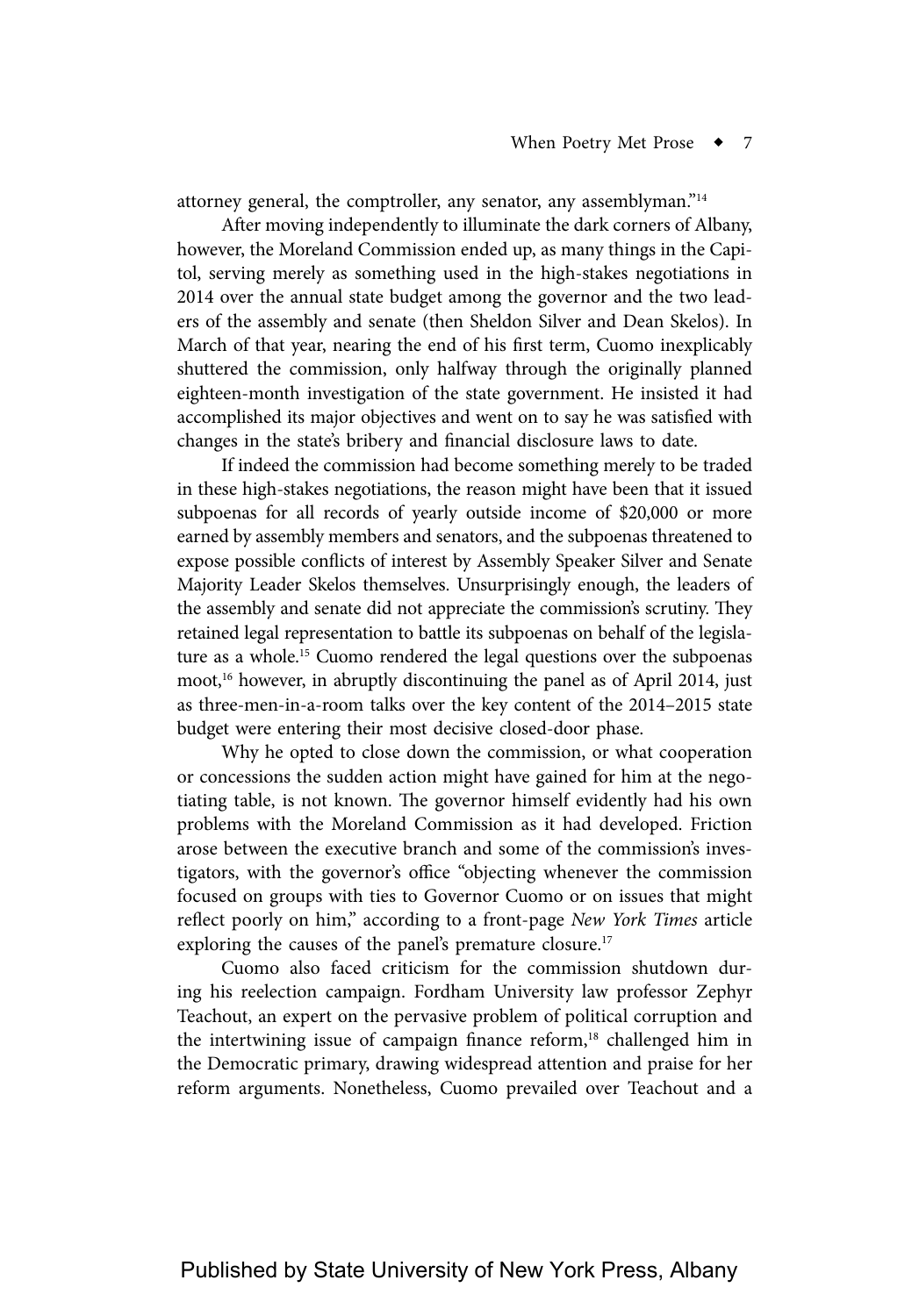attorney general, the comptroller, any senator, any assemblyman."[14]

After moving independently to illuminate the dark corners of Albany, however, the Moreland Commission ended up, as many things in the Capitol, serving merely as something used in the high-stakes negotiations in 2014 over the annual state budget among the governor and the two leaders of the assembly and senate (then Sheldon Silver and Dean Skelos). In March of that year, nearing the end of his first term, Cuomo inexplicably shuttered the commission, only halfway through the originally planned eighteen-month investigation of the state government. He insisted it had accomplished its major objectives and went on to say he was satisfied with changes in the state's bribery and financial disclosure laws to date.

If indeed the commission had become something merely to be traded in these high-stakes negotiations, the reason might have been that it issued subpoenas for all records of yearly outside income of $20,000 or more earned by assembly members and senators, and the subpoenas threatened to expose possible conflicts of interest by Assembly Speaker Silver and Senate Majority Leader Skelos themselves. Unsurprisingly enough, the leaders of the assembly and senate did not appreciate the commission's scrutiny. They retained legal representation to battle its subpoenas on behalf of the legislature as a whole.[15] Cuomo rendered the legal questions over the subpoenas moot,[16] however, in abruptly discontinuing the panel as of April 2014, just as three-men-in-a-room talks over the key content of the 2014–2015 state budget were entering their most decisive closed-door phase.

Why he opted to close down the commission, or what cooperation or concessions the sudden action might have gained for him at the negotiating table, is not known. The governor himself evidently had his own problems with the Moreland Commission as it had developed. Friction arose between the executive branch and some of the commission's investigators, with the governor's office "objecting whenever the commission focused on groups with ties to Governor Cuomo or on issues that might reflect poorly on him," according to a front-page *New York Times* article exploring the causes of the panel's premature closure.[17]

Cuomo also faced criticism for the commission shutdown during his reelection campaign. Fordham University law professor Zephyr Teachout, an expert on the pervasive problem of political corruption and the intertwining issue of campaign finance reform,[18] challenged him in the Democratic primary, drawing widespread attention and praise for her reform arguments. Nonetheless, Cuomo prevailed over Teachout and a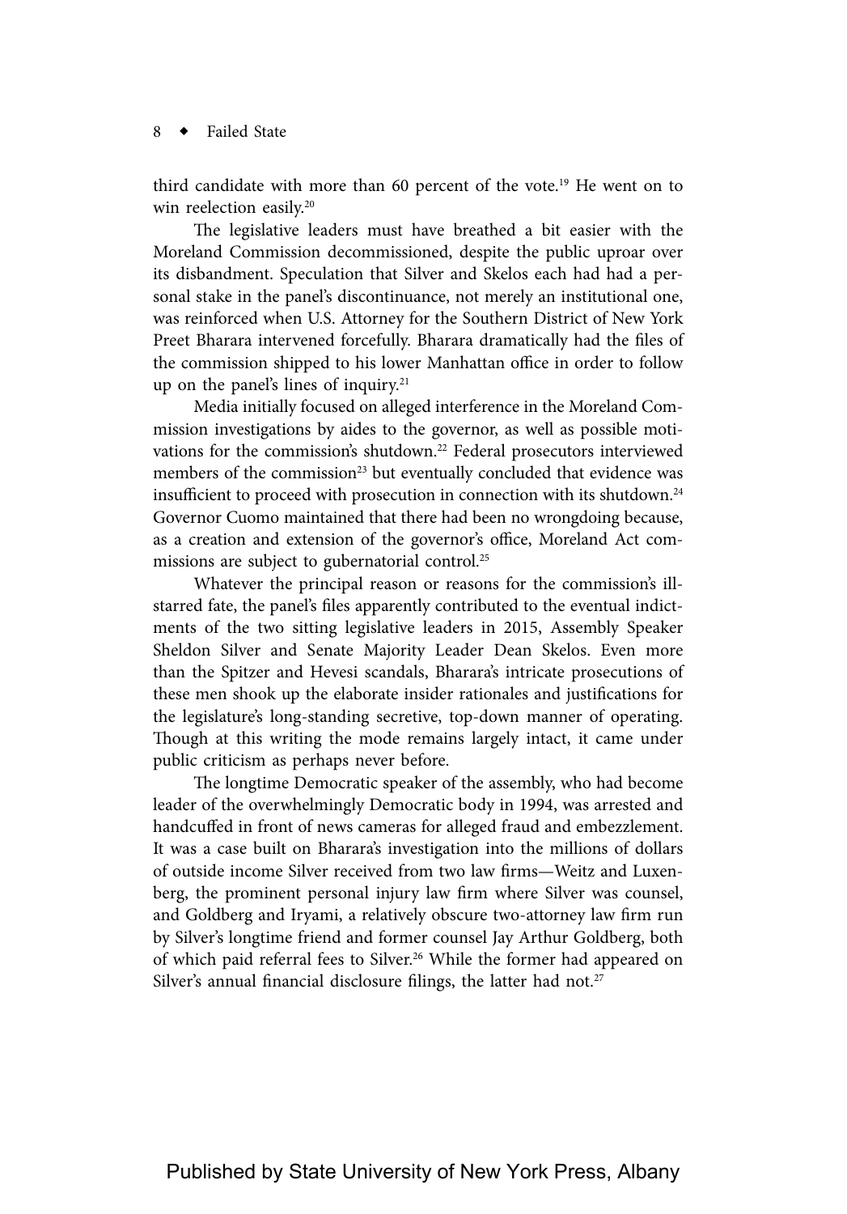third candidate with more than 60 percent of the vote.[19] He went on to win reelection easily.[20]

The legislative leaders must have breathed a bit easier with the Moreland Commission decommissioned, despite the public uproar over its disbandment. Speculation that Silver and Skelos each had had a personal stake in the panel's discontinuance, not merely an institutional one, was reinforced when U.S. Attorney for the Southern District of New York Preet Bharara intervened forcefully. Bharara dramatically had the files of the commission shipped to his lower Manhattan office in order to follow up on the panel's lines of inquiry.[21]

Media initially focused on alleged interference in the Moreland Commission investigations by aides to the governor, as well as possible motivations for the commission's shutdown.[22] Federal prosecutors interviewed members of the commission[23] but eventually concluded that evidence was insufficient to proceed with prosecution in connection with its shutdown.[24] Governor Cuomo maintained that there had been no wrongdoing because, as a creation and extension of the governor's office, Moreland Act commissions are subject to gubernatorial control.[25]

Whatever the principal reason or reasons for the commission's ill-starred fate, the panel's files apparently contributed to the eventual indictments of the two sitting legislative leaders in 2015, Assembly Speaker Sheldon Silver and Senate Majority Leader Dean Skelos. Even more than the Spitzer and Hevesi scandals, Bharara's intricate prosecutions of these men shook up the elaborate insider rationales and justifications for the legislature's long-standing secretive, top-down manner of operating. Though at this writing the mode remains largely intact, it came under public criticism as perhaps never before.

The longtime Democratic speaker of the assembly, who had become leader of the overwhelmingly Democratic body in 1994, was arrested and handcuffed in front of news cameras for alleged fraud and embezzlement. It was a case built on Bharara's investigation into the millions of dollars of outside income Silver received from two law firms—Weitz and Luxenberg, the prominent personal injury law firm where Silver was counsel, and Goldberg and Iryami, a relatively obscure two-attorney law firm run by Silver's longtime friend and former counsel Jay Arthur Goldberg, both of which paid referral fees to Silver.[26] While the former had appeared on Silver's annual financial disclosure filings, the latter had not.[27]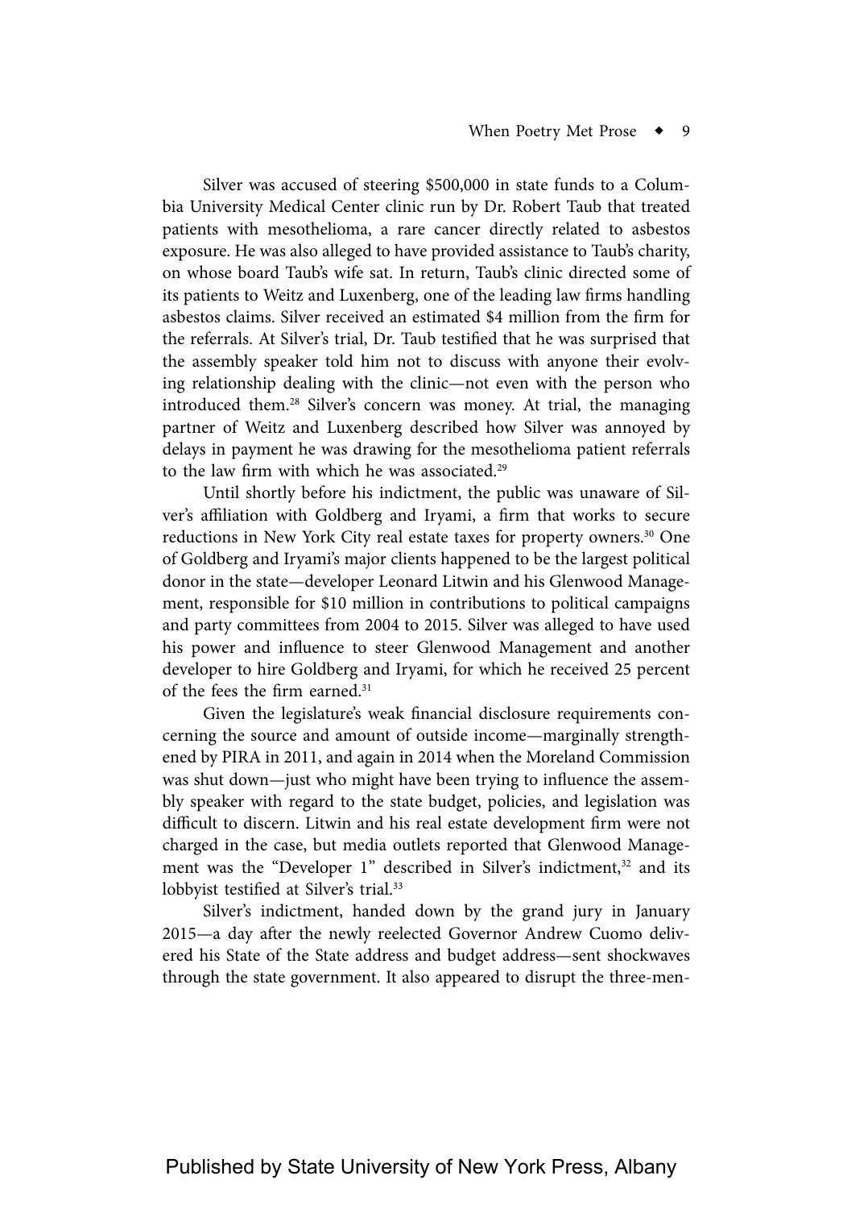Silver was accused of steering $500,000 in state funds to a Columbia University Medical Center clinic run by Dr. Robert Taub that treated patients with mesothelioma, a rare cancer directly related to asbestos exposure. He was also alleged to have provided assistance to Taub's charity, on whose board Taub's wife sat. In return, Taub's clinic directed some of its patients to Weitz and Luxenberg, one of the leading law firms handling asbestos claims. Silver received an estimated $4 million from the firm for the referrals. At Silver's trial, Dr. Taub testified that he was surprised that the assembly speaker told him not to discuss with anyone their evolving relationship dealing with the clinic—not even with the person who introduced them.[28] Silver's concern was money. At trial, the managing partner of Weitz and Luxenberg described how Silver was annoyed by delays in payment he was drawing for the mesothelioma patient referrals to the law firm with which he was associated.[29]

Until shortly before his indictment, the public was unaware of Silver's affiliation with Goldberg and Iryami, a firm that works to secure reductions in New York City real estate taxes for property owners.[30] One of Goldberg and Iryami's major clients happened to be the largest political donor in the state—developer Leonard Litwin and his Glenwood Management, responsible for $10 million in contributions to political campaigns and party committees from 2004 to 2015. Silver was alleged to have used his power and influence to steer Glenwood Management and another developer to hire Goldberg and Iryami, for which he received 25 percent of the fees the firm earned.[31]

Given the legislature's weak financial disclosure requirements concerning the source and amount of outside income—marginally strengthened by PIRA in 2011, and again in 2014 when the Moreland Commission was shut down—just who might have been trying to influence the assembly speaker with regard to the state budget, policies, and legislation was difficult to discern. Litwin and his real estate development firm were not charged in the case, but media outlets reported that Glenwood Management was the "Developer 1" described in Silver's indictment,[32] and its lobbyist testified at Silver's trial.[33]

Silver's indictment, handed down by the grand jury in January 2015—a day after the newly reelected Governor Andrew Cuomo delivered his State of the State address and budget address—sent shockwaves through the state government. It also appeared to disrupt the three-men-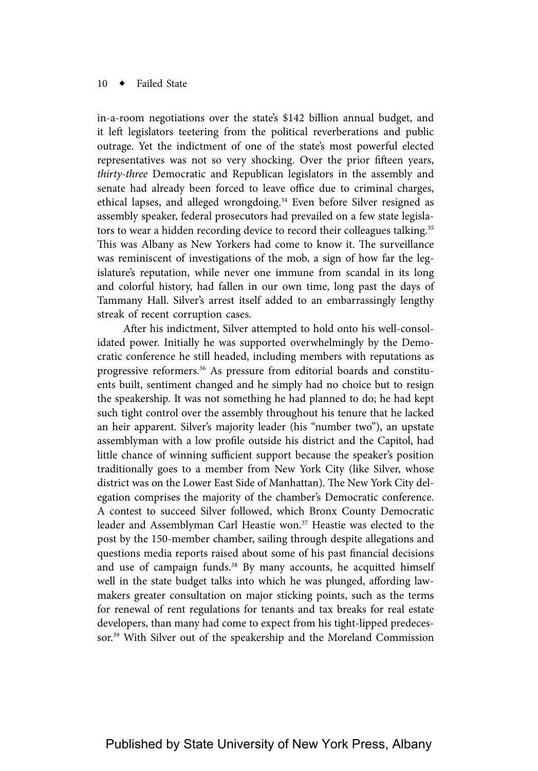in-a-room negotiations over the state's $142 billion annual budget, and it left legislators teetering from the political reverberations and public outrage. Yet the indictment of one of the state's most powerful elected representatives was not so very shocking. Over the prior fifteen years, *thirty-three* Democratic and Republican legislators in the assembly and senate had already been forced to leave office due to criminal charges, ethical lapses, and alleged wrongdoing.[34] Even before Silver resigned as assembly speaker, federal prosecutors had prevailed on a few state legislators to wear a hidden recording device to record their colleagues talking.[35] This was Albany as New Yorkers had come to know it. The surveillance was reminiscent of investigations of the mob, a sign of how far the legislature's reputation, while never one immune from scandal in its long and colorful history, had fallen in our own time, long past the days of Tammany Hall. Silver's arrest itself added to an embarrassingly lengthy streak of recent corruption cases.

After his indictment, Silver attempted to hold onto his well-consolidated power. Initially he was supported overwhelmingly by the Democratic conference he still headed, including members with reputations as progressive reformers.[36] As pressure from editorial boards and constituents built, sentiment changed and he simply had no choice but to resign the speakership. It was not something he had planned to do; he had kept such tight control over the assembly throughout his tenure that he lacked an heir apparent. Silver's majority leader (his "number two"), an upstate assemblyman with a low profile outside his district and the Capitol, had little chance of winning sufficient support because the speaker's position traditionally goes to a member from New York City (like Silver, whose district was on the Lower East Side of Manhattan). The New York City delegation comprises the majority of the chamber's Democratic conference. A contest to succeed Silver followed, which Bronx County Democratic leader and Assemblyman Carl Heastie won.[37] Heastie was elected to the post by the 150-member chamber, sailing through despite allegations and questions media reports raised about some of his past financial decisions and use of campaign funds.[38] By many accounts, he acquitted himself well in the state budget talks into which he was plunged, affording lawmakers greater consultation on major sticking points, such as the terms for renewal of rent regulations for tenants and tax breaks for real estate developers, than many had come to expect from his tight-lipped predecessor.[39] With Silver out of the speakership and the Moreland Commission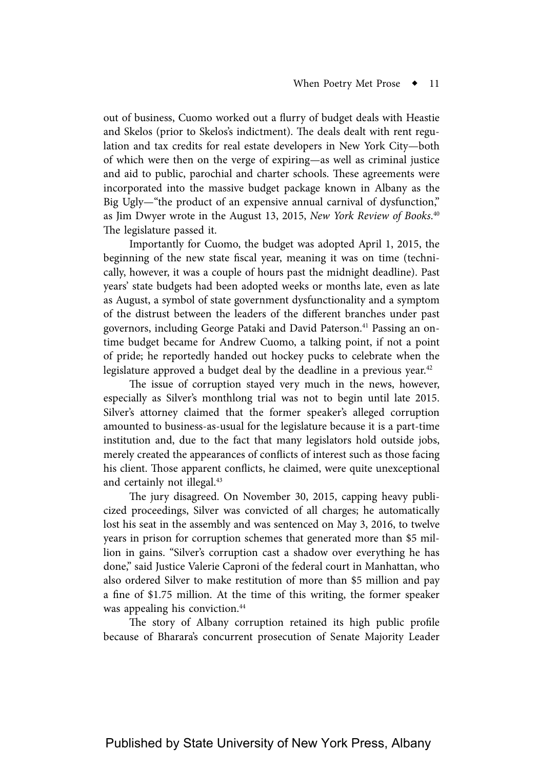out of business, Cuomo worked out a flurry of budget deals with Heastie and Skelos (prior to Skelos's indictment). The deals dealt with rent regulation and tax credits for real estate developers in New York City—both of which were then on the verge of expiring—as well as criminal justice and aid to public, parochial and charter schools. These agreements were incorporated into the massive budget package known in Albany as the Big Ugly—"the product of an expensive annual carnival of dysfunction," as Jim Dwyer wrote in the August 13, 2015, *New York Review of Books*.[40] The legislature passed it.

Importantly for Cuomo, the budget was adopted April 1, 2015, the beginning of the new state fiscal year, meaning it was on time (technically, however, it was a couple of hours past the midnight deadline). Past years' state budgets had been adopted weeks or months late, even as late as August, a symbol of state government dysfunctionality and a symptom of the distrust between the leaders of the different branches under past governors, including George Pataki and David Paterson.[41] Passing an on-time budget became for Andrew Cuomo, a talking point, if not a point of pride; he reportedly handed out hockey pucks to celebrate when the legislature approved a budget deal by the deadline in a previous year.[42]

The issue of corruption stayed very much in the news, however, especially as Silver's monthlong trial was not to begin until late 2015. Silver's attorney claimed that the former speaker's alleged corruption amounted to business-as-usual for the legislature because it is a part-time institution and, due to the fact that many legislators hold outside jobs, merely created the appearances of conflicts of interest such as those facing his client. Those apparent conflicts, he claimed, were quite unexceptional and certainly not illegal.[43]

The jury disagreed. On November 30, 2015, capping heavy publicized proceedings, Silver was convicted of all charges; he automatically lost his seat in the assembly and was sentenced on May 3, 2016, to twelve years in prison for corruption schemes that generated more than $5 million in gains. "Silver's corruption cast a shadow over everything he has done," said Justice Valerie Caproni of the federal court in Manhattan, who also ordered Silver to make restitution of more than $5 million and pay a fine of $1.75 million. At the time of this writing, the former speaker was appealing his conviction.[44]

The story of Albany corruption retained its high public profile because of Bharara's concurrent prosecution of Senate Majority Leader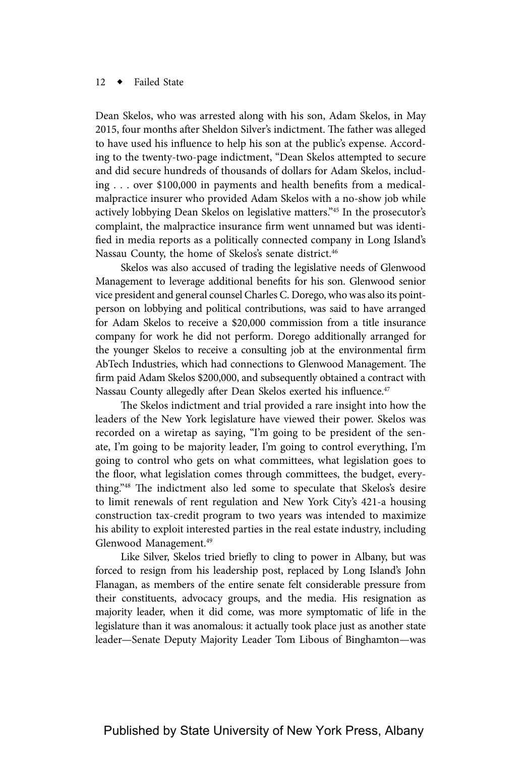Dean Skelos, who was arrested along with his son, Adam Skelos, in May 2015, four months after Sheldon Silver's indictment. The father was alleged to have used his influence to help his son at the public's expense. According to the twenty-two-page indictment, "Dean Skelos attempted to secure and did secure hundreds of thousands of dollars for Adam Skelos, including . . . over $100,000 in payments and health benefits from a medical-malpractice insurer who provided Adam Skelos with a no-show job while actively lobbying Dean Skelos on legislative matters."[45] In the prosecutor's complaint, the malpractice insurance firm went unnamed but was identified in media reports as a politically connected company in Long Island's Nassau County, the home of Skelos's senate district.[46]

Skelos was also accused of trading the legislative needs of Glenwood Management to leverage additional benefits for his son. Glenwood senior vice president and general counsel Charles C. Dorego, who was also its point-person on lobbying and political contributions, was said to have arranged for Adam Skelos to receive a $20,000 commission from a title insurance company for work he did not perform. Dorego additionally arranged for the younger Skelos to receive a consulting job at the environmental firm AbTech Industries, which had connections to Glenwood Management. The firm paid Adam Skelos $200,000, and subsequently obtained a contract with Nassau County allegedly after Dean Skelos exerted his influence.[47]

The Skelos indictment and trial provided a rare insight into how the leaders of the New York legislature have viewed their power. Skelos was recorded on a wiretap as saying, "I'm going to be president of the senate, I'm going to be majority leader, I'm going to control everything, I'm going to control who gets on what committees, what legislation goes to the floor, what legislation comes through committees, the budget, everything."[48] The indictment also led some to speculate that Skelos's desire to limit renewals of rent regulation and New York City's 421-a housing construction tax-credit program to two years was intended to maximize his ability to exploit interested parties in the real estate industry, including Glenwood Management.[49]

Like Silver, Skelos tried briefly to cling to power in Albany, but was forced to resign from his leadership post, replaced by Long Island's John Flanagan, as members of the entire senate felt considerable pressure from their constituents, advocacy groups, and the media. His resignation as majority leader, when it did come, was more symptomatic of life in the legislature than it was anomalous: it actually took place just as another state leader—Senate Deputy Majority Leader Tom Libous of Binghamton—was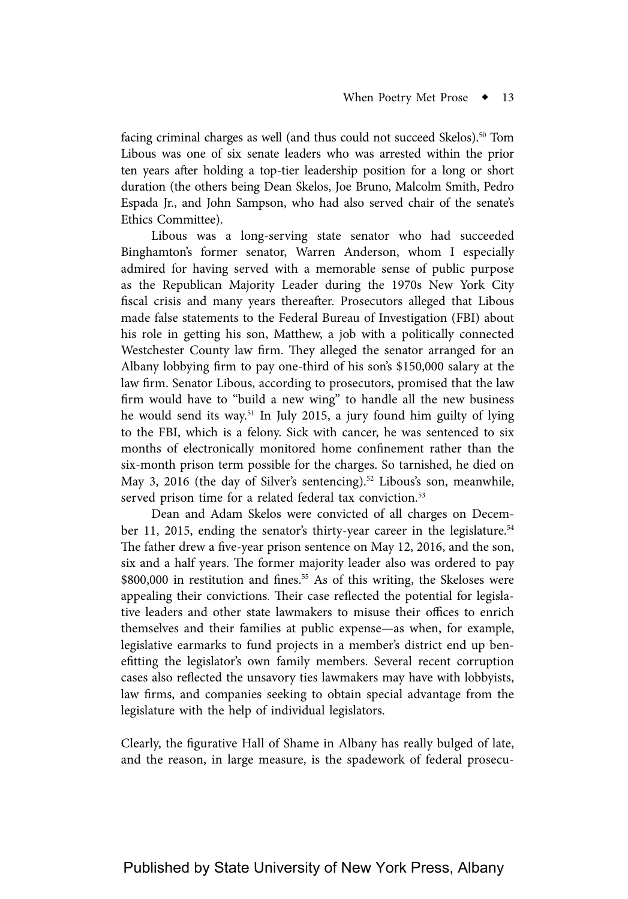facing criminal charges as well (and thus could not succeed Skelos).[50] Tom Libous was one of six senate leaders who was arrested within the prior ten years after holding a top-tier leadership position for a long or short duration (the others being Dean Skelos, Joe Bruno, Malcolm Smith, Pedro Espada Jr., and John Sampson, who had also served chair of the senate's Ethics Committee).

Libous was a long-serving state senator who had succeeded Binghamton's former senator, Warren Anderson, whom I especially admired for having served with a memorable sense of public purpose as the Republican Majority Leader during the 1970s New York City fiscal crisis and many years thereafter. Prosecutors alleged that Libous made false statements to the Federal Bureau of Investigation (FBI) about his role in getting his son, Matthew, a job with a politically connected Westchester County law firm. They alleged the senator arranged for an Albany lobbying firm to pay one-third of his son's $150,000 salary at the law firm. Senator Libous, according to prosecutors, promised that the law firm would have to "build a new wing" to handle all the new business he would send its way.[51] In July 2015, a jury found him guilty of lying to the FBI, which is a felony. Sick with cancer, he was sentenced to six months of electronically monitored home confinement rather than the six-month prison term possible for the charges. So tarnished, he died on May 3, 2016 (the day of Silver's sentencing).[52] Libous's son, meanwhile, served prison time for a related federal tax conviction.[53]

Dean and Adam Skelos were convicted of all charges on December 11, 2015, ending the senator's thirty-year career in the legislature.[54] The father drew a five-year prison sentence on May 12, 2016, and the son, six and a half years. The former majority leader also was ordered to pay $800,000 in restitution and fines.[55] As of this writing, the Skeloses were appealing their convictions. Their case reflected the potential for legislative leaders and other state lawmakers to misuse their offices to enrich themselves and their families at public expense—as when, for example, legislative earmarks to fund projects in a member's district end up benefitting the legislator's own family members. Several recent corruption cases also reflected the unsavory ties lawmakers may have with lobbyists, law firms, and companies seeking to obtain special advantage from the legislature with the help of individual legislators.

Clearly, the figurative Hall of Shame in Albany has really bulged of late, and the reason, in large measure, is the spadework of federal prosecu-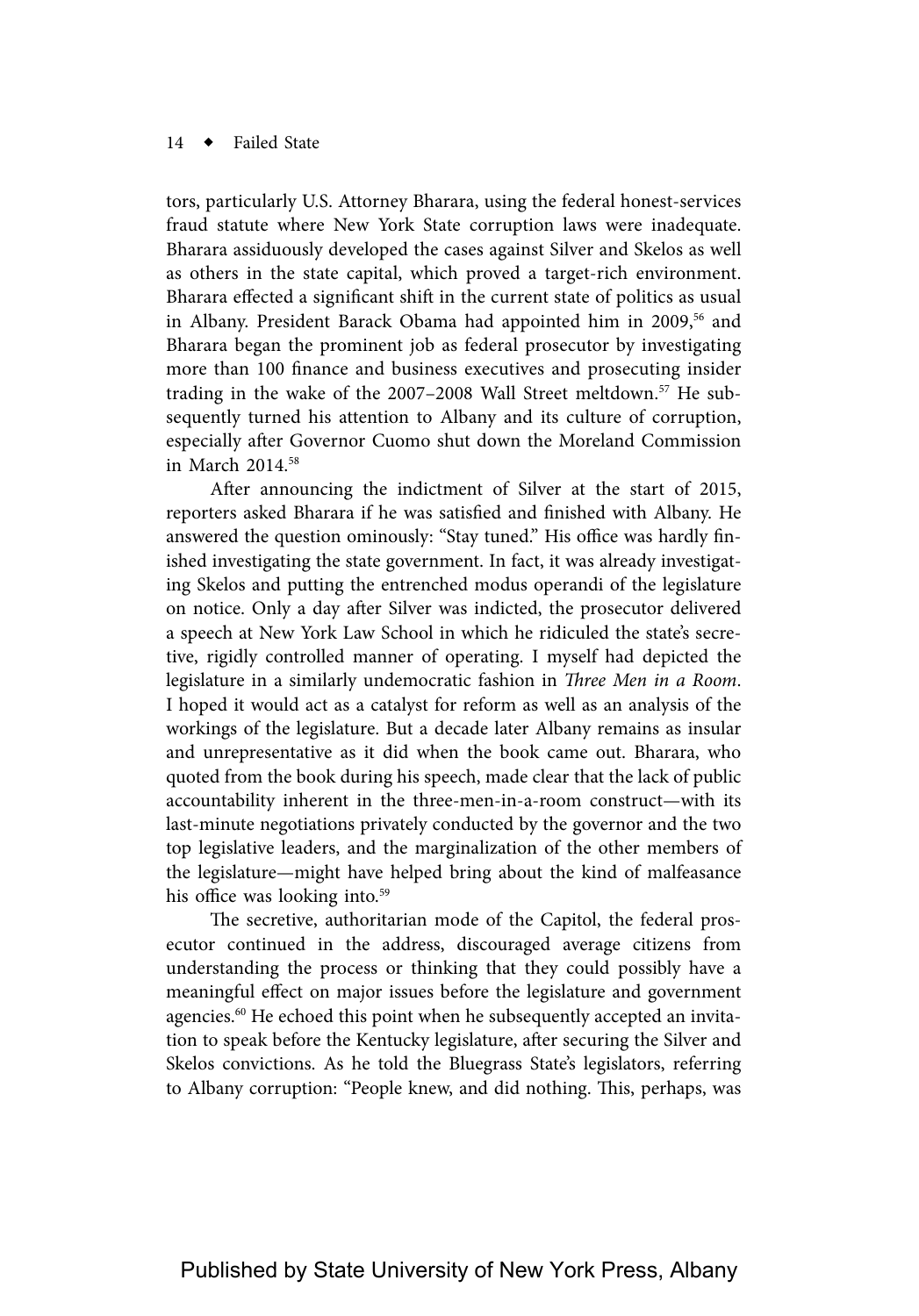tors, particularly U.S. Attorney Bharara, using the federal honest-services fraud statute where New York State corruption laws were inadequate. Bharara assiduously developed the cases against Silver and Skelos as well as others in the state capital, which proved a target-rich environment. Bharara effected a significant shift in the current state of politics as usual in Albany. President Barack Obama had appointed him in 2009,[56] and Bharara began the prominent job as federal prosecutor by investigating more than 100 finance and business executives and prosecuting insider trading in the wake of the 2007–2008 Wall Street meltdown.[57] He subsequently turned his attention to Albany and its culture of corruption, especially after Governor Cuomo shut down the Moreland Commission in March 2014.[58]

After announcing the indictment of Silver at the start of 2015, reporters asked Bharara if he was satisfied and finished with Albany. He answered the question ominously: "Stay tuned." His office was hardly finished investigating the state government. In fact, it was already investigating Skelos and putting the entrenched modus operandi of the legislature on notice. Only a day after Silver was indicted, the prosecutor delivered a speech at New York Law School in which he ridiculed the state's secretive, rigidly controlled manner of operating. I myself had depicted the legislature in a similarly undemocratic fashion in *Three Men in a Room*. I hoped it would act as a catalyst for reform as well as an analysis of the workings of the legislature. But a decade later Albany remains as insular and unrepresentative as it did when the book came out. Bharara, who quoted from the book during his speech, made clear that the lack of public accountability inherent in the three-men-in-a-room construct—with its last-minute negotiations privately conducted by the governor and the two top legislative leaders, and the marginalization of the other members of the legislature—might have helped bring about the kind of malfeasance his office was looking into.[59]

The secretive, authoritarian mode of the Capitol, the federal prosecutor continued in the address, discouraged average citizens from understanding the process or thinking that they could possibly have a meaningful effect on major issues before the legislature and government agencies.[60] He echoed this point when he subsequently accepted an invitation to speak before the Kentucky legislature, after securing the Silver and Skelos convictions. As he told the Bluegrass State's legislators, referring to Albany corruption: "People knew, and did nothing. This, perhaps, was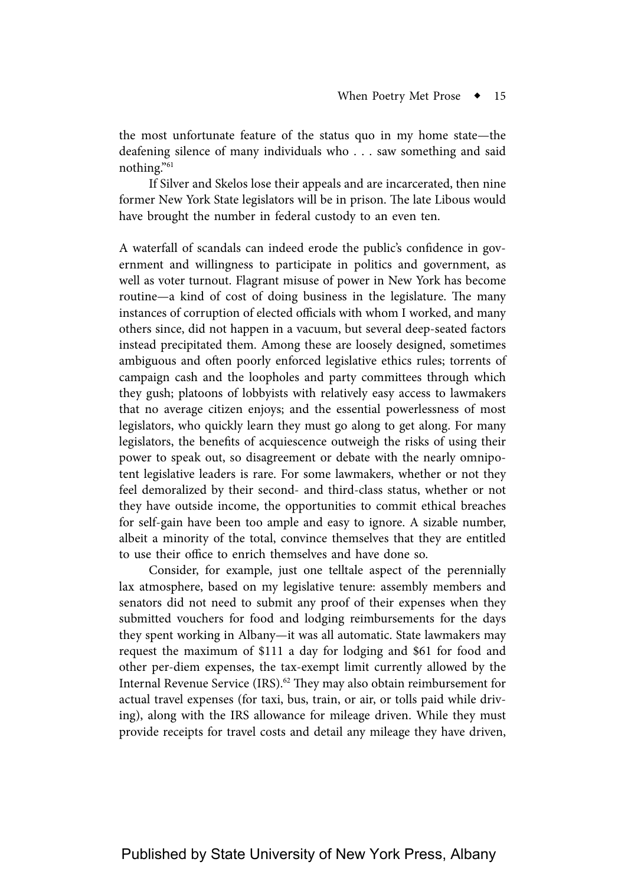the most unfortunate feature of the status quo in my home state—the deafening silence of many individuals who . . . saw something and said nothing."[61]

If Silver and Skelos lose their appeals and are incarcerated, then nine former New York State legislators will be in prison. The late Libous would have brought the number in federal custody to an even ten.

A waterfall of scandals can indeed erode the public's confidence in government and willingness to participate in politics and government, as well as voter turnout. Flagrant misuse of power in New York has become routine—a kind of cost of doing business in the legislature. The many instances of corruption of elected officials with whom I worked, and many others since, did not happen in a vacuum, but several deep-seated factors instead precipitated them. Among these are loosely designed, sometimes ambiguous and often poorly enforced legislative ethics rules; torrents of campaign cash and the loopholes and party committees through which they gush; platoons of lobbyists with relatively easy access to lawmakers that no average citizen enjoys; and the essential powerlessness of most legislators, who quickly learn they must go along to get along. For many legislators, the benefits of acquiescence outweigh the risks of using their power to speak out, so disagreement or debate with the nearly omnipotent legislative leaders is rare. For some lawmakers, whether or not they feel demoralized by their second- and third-class status, whether or not they have outside income, the opportunities to commit ethical breaches for self-gain have been too ample and easy to ignore. A sizable number, albeit a minority of the total, convince themselves that they are entitled to use their office to enrich themselves and have done so.

Consider, for example, just one telltale aspect of the perennially lax atmosphere, based on my legislative tenure: assembly members and senators did not need to submit any proof of their expenses when they submitted vouchers for food and lodging reimbursements for the days they spent working in Albany—it was all automatic. State lawmakers may request the maximum of $111 a day for lodging and $61 for food and other per-diem expenses, the tax-exempt limit currently allowed by the Internal Revenue Service (IRS).[62] They may also obtain reimbursement for actual travel expenses (for taxi, bus, train, or air, or tolls paid while driving), along with the IRS allowance for mileage driven. While they must provide receipts for travel costs and detail any mileage they have driven,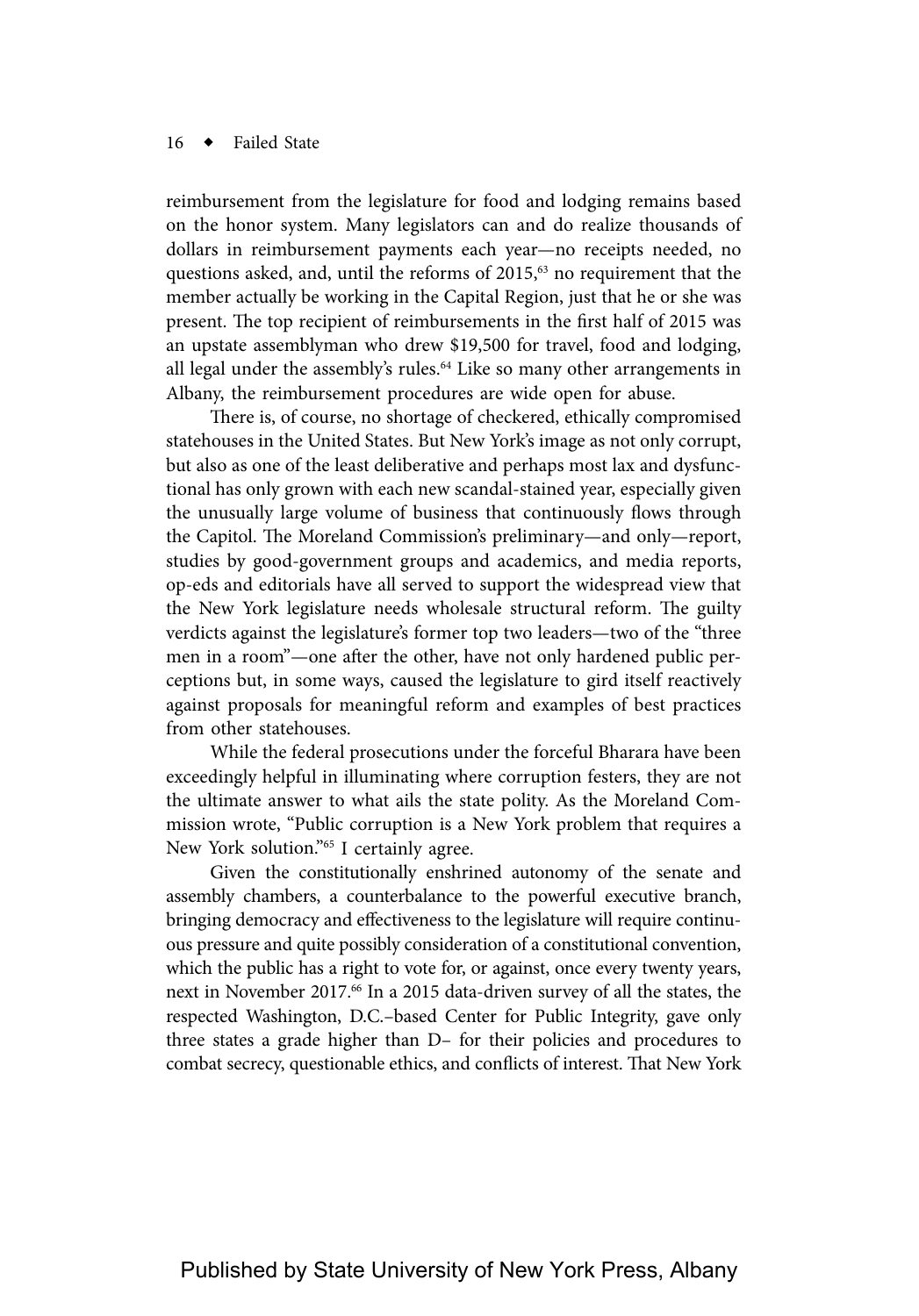reimbursement from the legislature for food and lodging remains based on the honor system. Many legislators can and do realize thousands of dollars in reimbursement payments each year—no receipts needed, no questions asked, and, until the reforms of 2015,[63] no requirement that the member actually be working in the Capital Region, just that he or she was present. The top recipient of reimbursements in the first half of 2015 was an upstate assemblyman who drew $19,500 for travel, food and lodging, all legal under the assembly's rules.[64] Like so many other arrangements in Albany, the reimbursement procedures are wide open for abuse.

There is, of course, no shortage of checkered, ethically compromised statehouses in the United States. But New York's image as not only corrupt, but also as one of the least deliberative and perhaps most lax and dysfunctional has only grown with each new scandal-stained year, especially given the unusually large volume of business that continuously flows through the Capitol. The Moreland Commission's preliminary—and only—report, studies by good-government groups and academics, and media reports, op-eds and editorials have all served to support the widespread view that the New York legislature needs wholesale structural reform. The guilty verdicts against the legislature's former top two leaders—two of the "three men in a room"—one after the other, have not only hardened public perceptions but, in some ways, caused the legislature to gird itself reactively against proposals for meaningful reform and examples of best practices from other statehouses.

While the federal prosecutions under the forceful Bharara have been exceedingly helpful in illuminating where corruption festers, they are not the ultimate answer to what ails the state polity. As the Moreland Commission wrote, "Public corruption is a New York problem that requires a New York solution."[65] I certainly agree.

Given the constitutionally enshrined autonomy of the senate and assembly chambers, a counterbalance to the powerful executive branch, bringing democracy and effectiveness to the legislature will require continuous pressure and quite possibly consideration of a constitutional convention, which the public has a right to vote for, or against, once every twenty years, next in November 2017.[66] In a 2015 data-driven survey of all the states, the respected Washington, D.C.–based Center for Public Integrity, gave only three states a grade higher than D– for their policies and procedures to combat secrecy, questionable ethics, and conflicts of interest. That New York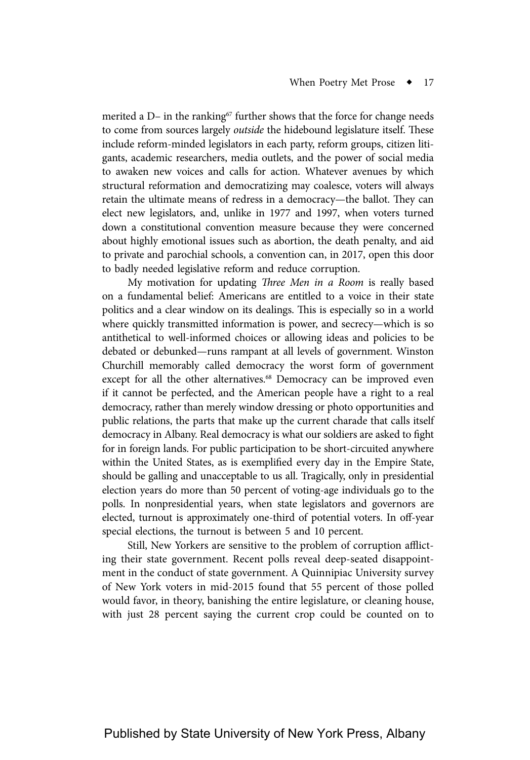merited a D– in the ranking[67] further shows that the force for change needs to come from sources largely *outside* the hidebound legislature itself. These include reform-minded legislators in each party, reform groups, citizen litigants, academic researchers, media outlets, and the power of social media to awaken new voices and calls for action. Whatever avenues by which structural reformation and democratizing may coalesce, voters will always retain the ultimate means of redress in a democracy—the ballot. They can elect new legislators, and, unlike in 1977 and 1997, when voters turned down a constitutional convention measure because they were concerned about highly emotional issues such as abortion, the death penalty, and aid to private and parochial schools, a convention can, in 2017, open this door to badly needed legislative reform and reduce corruption.

My motivation for updating *Three Men in a Room* is really based on a fundamental belief: Americans are entitled to a voice in their state politics and a clear window on its dealings. This is especially so in a world where quickly transmitted information is power, and secrecy—which is so antithetical to well-informed choices or allowing ideas and policies to be debated or debunked—runs rampant at all levels of government. Winston Churchill memorably called democracy the worst form of government except for all the other alternatives.[68] Democracy can be improved even if it cannot be perfected, and the American people have a right to a real democracy, rather than merely window dressing or photo opportunities and public relations, the parts that make up the current charade that calls itself democracy in Albany. Real democracy is what our soldiers are asked to fight for in foreign lands. For public participation to be short-circuited anywhere within the United States, as is exemplified every day in the Empire State, should be galling and unacceptable to us all. Tragically, only in presidential election years do more than 50 percent of voting-age individuals go to the polls. In nonpresidential years, when state legislators and governors are elected, turnout is approximately one-third of potential voters. In off-year special elections, the turnout is between 5 and 10 percent.

Still, New Yorkers are sensitive to the problem of corruption afflicting their state government. Recent polls reveal deep-seated disappointment in the conduct of state government. A Quinnipiac University survey of New York voters in mid-2015 found that 55 percent of those polled would favor, in theory, banishing the entire legislature, or cleaning house, with just 28 percent saying the current crop could be counted on to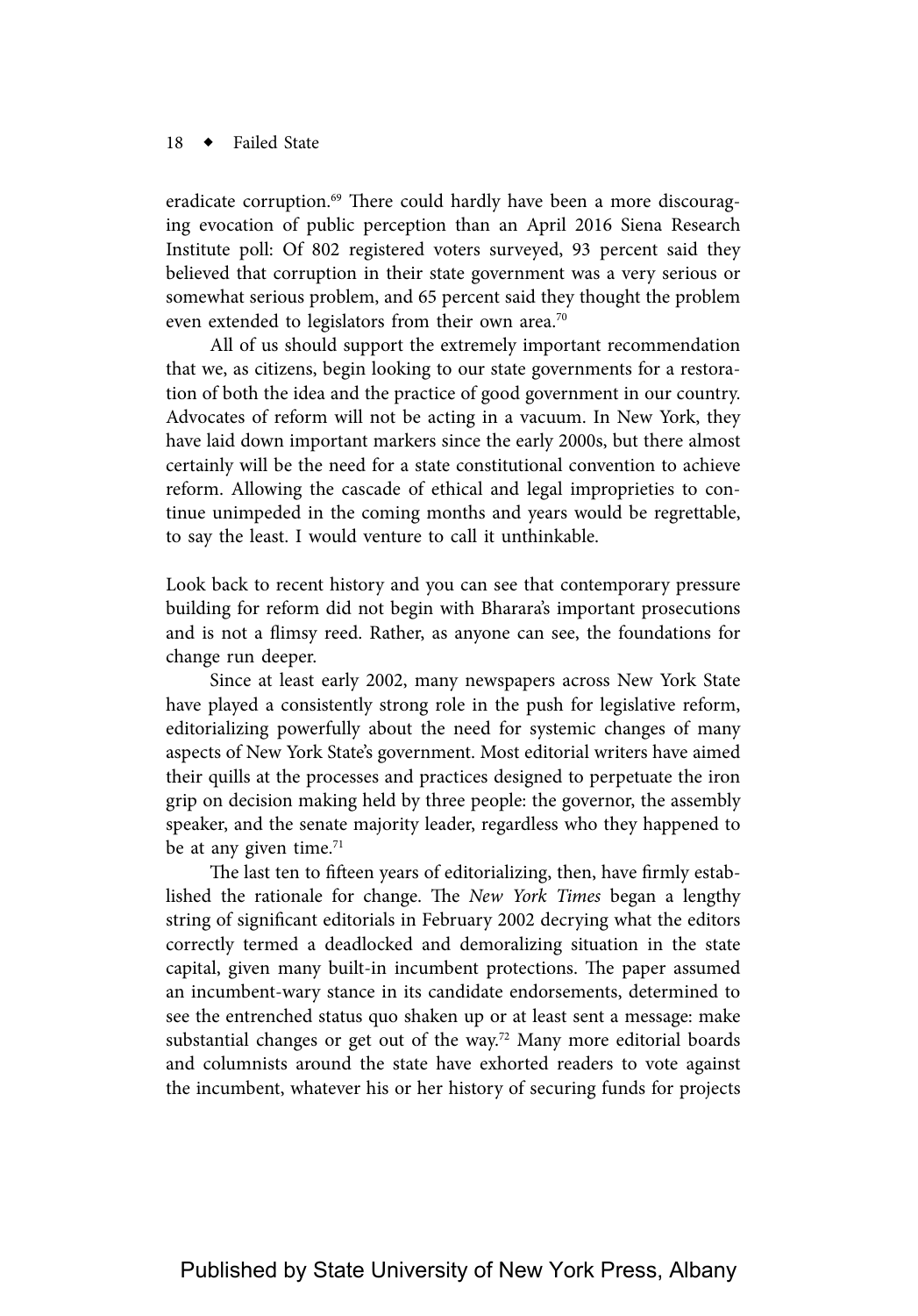eradicate corruption.[69] There could hardly have been a more discouraging evocation of public perception than an April 2016 Siena Research Institute poll: Of 802 registered voters surveyed, 93 percent said they believed that corruption in their state government was a very serious or somewhat serious problem, and 65 percent said they thought the problem even extended to legislators from their own area.[70]

All of us should support the extremely important recommendation that we, as citizens, begin looking to our state governments for a restoration of both the idea and the practice of good government in our country. Advocates of reform will not be acting in a vacuum. In New York, they have laid down important markers since the early 2000s, but there almost certainly will be the need for a state constitutional convention to achieve reform. Allowing the cascade of ethical and legal improprieties to continue unimpeded in the coming months and years would be regrettable, to say the least. I would venture to call it unthinkable.

Look back to recent history and you can see that contemporary pressure building for reform did not begin with Bharara's important prosecutions and is not a flimsy reed. Rather, as anyone can see, the foundations for change run deeper.

Since at least early 2002, many newspapers across New York State have played a consistently strong role in the push for legislative reform, editorializing powerfully about the need for systemic changes of many aspects of New York State's government. Most editorial writers have aimed their quills at the processes and practices designed to perpetuate the iron grip on decision making held by three people: the governor, the assembly speaker, and the senate majority leader, regardless who they happened to be at any given time.[71]

The last ten to fifteen years of editorializing, then, have firmly established the rationale for change. The *New York Times* began a lengthy string of significant editorials in February 2002 decrying what the editors correctly termed a deadlocked and demoralizing situation in the state capital, given many built-in incumbent protections. The paper assumed an incumbent-wary stance in its candidate endorsements, determined to see the entrenched status quo shaken up or at least sent a message: make substantial changes or get out of the way.[72] Many more editorial boards and columnists around the state have exhorted readers to vote against the incumbent, whatever his or her history of securing funds for projects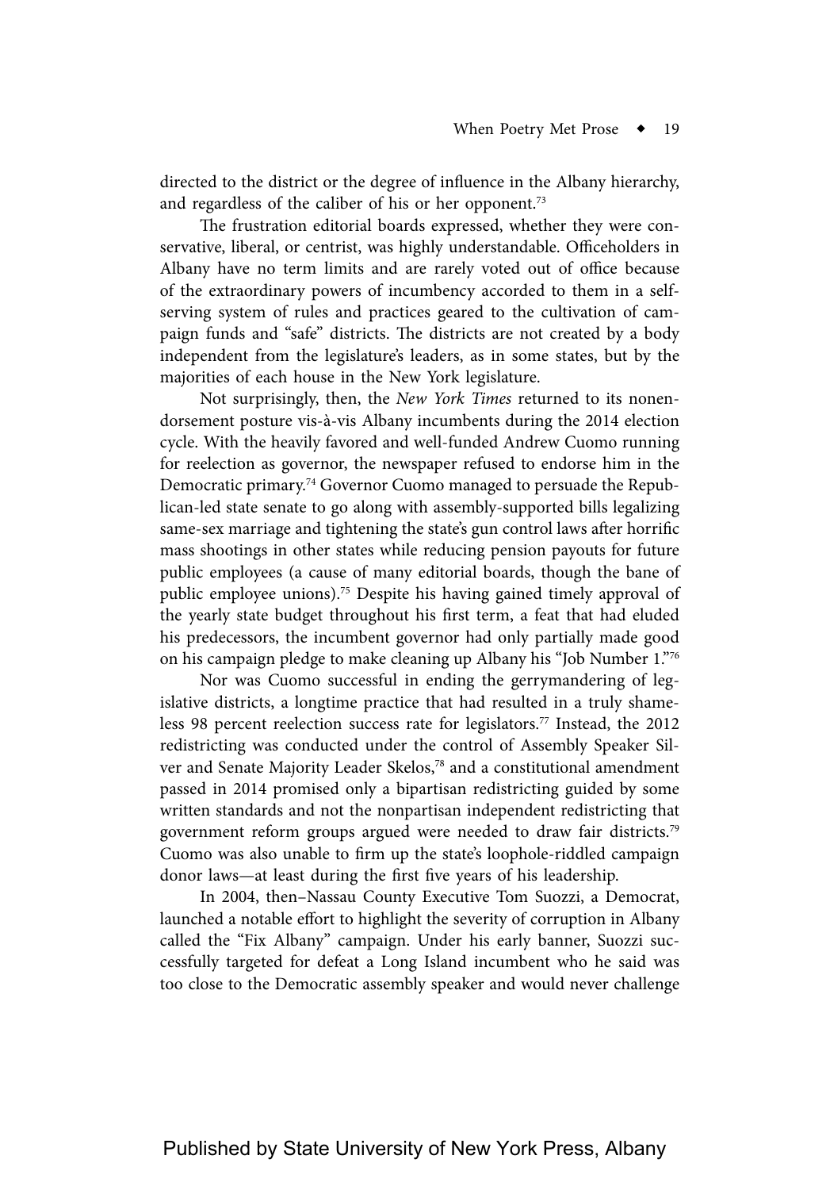directed to the district or the degree of influence in the Albany hierarchy, and regardless of the caliber of his or her opponent.[73]

The frustration editorial boards expressed, whether they were conservative, liberal, or centrist, was highly understandable. Officeholders in Albany have no term limits and are rarely voted out of office because of the extraordinary powers of incumbency accorded to them in a self-serving system of rules and practices geared to the cultivation of campaign funds and "safe" districts. The districts are not created by a body independent from the legislature's leaders, as in some states, but by the majorities of each house in the New York legislature.

Not surprisingly, then, the *New York Times* returned to its nonendorsement posture vis-à-vis Albany incumbents during the 2014 election cycle. With the heavily favored and well-funded Andrew Cuomo running for reelection as governor, the newspaper refused to endorse him in the Democratic primary.[74] Governor Cuomo managed to persuade the Republican-led state senate to go along with assembly-supported bills legalizing same-sex marriage and tightening the state's gun control laws after horrific mass shootings in other states while reducing pension payouts for future public employees (a cause of many editorial boards, though the bane of public employee unions).[75] Despite his having gained timely approval of the yearly state budget throughout his first term, a feat that had eluded his predecessors, the incumbent governor had only partially made good on his campaign pledge to make cleaning up Albany his "Job Number 1."[76]

Nor was Cuomo successful in ending the gerrymandering of legislative districts, a longtime practice that had resulted in a truly shameless 98 percent reelection success rate for legislators.[77] Instead, the 2012 redistricting was conducted under the control of Assembly Speaker Silver and Senate Majority Leader Skelos,[78] and a constitutional amendment passed in 2014 promised only a bipartisan redistricting guided by some written standards and not the nonpartisan independent redistricting that government reform groups argued were needed to draw fair districts.[79] Cuomo was also unable to firm up the state's loophole-riddled campaign donor laws—at least during the first five years of his leadership.

In 2004, then–Nassau County Executive Tom Suozzi, a Democrat, launched a notable effort to highlight the severity of corruption in Albany called the "Fix Albany" campaign. Under his early banner, Suozzi successfully targeted for defeat a Long Island incumbent who he said was too close to the Democratic assembly speaker and would never challenge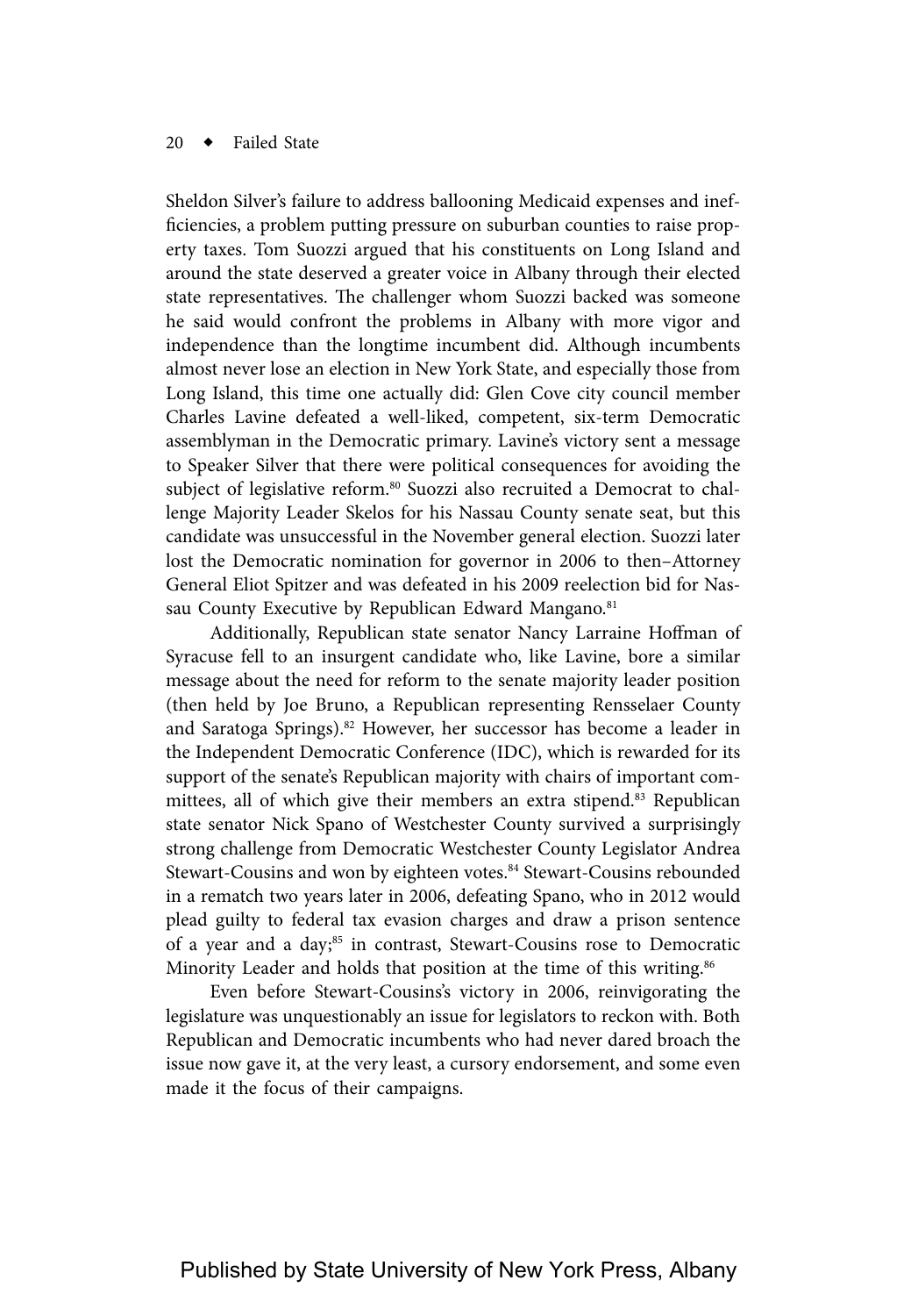Sheldon Silver's failure to address ballooning Medicaid expenses and inefficiencies, a problem putting pressure on suburban counties to raise property taxes. Tom Suozzi argued that his constituents on Long Island and around the state deserved a greater voice in Albany through their elected state representatives. The challenger whom Suozzi backed was someone he said would confront the problems in Albany with more vigor and independence than the longtime incumbent did. Although incumbents almost never lose an election in New York State, and especially those from Long Island, this time one actually did: Glen Cove city council member Charles Lavine defeated a well-liked, competent, six-term Democratic assemblyman in the Democratic primary. Lavine's victory sent a message to Speaker Silver that there were political consequences for avoiding the subject of legislative reform.[80] Suozzi also recruited a Democrat to challenge Majority Leader Skelos for his Nassau County senate seat, but this candidate was unsuccessful in the November general election. Suozzi later lost the Democratic nomination for governor in 2006 to then–Attorney General Eliot Spitzer and was defeated in his 2009 reelection bid for Nassau County Executive by Republican Edward Mangano.[81]

Additionally, Republican state senator Nancy Larraine Hoffman of Syracuse fell to an insurgent candidate who, like Lavine, bore a similar message about the need for reform to the senate majority leader position (then held by Joe Bruno, a Republican representing Rensselaer County and Saratoga Springs).[82] However, her successor has become a leader in the Independent Democratic Conference (IDC), which is rewarded for its support of the senate's Republican majority with chairs of important committees, all of which give their members an extra stipend.[83] Republican state senator Nick Spano of Westchester County survived a surprisingly strong challenge from Democratic Westchester County Legislator Andrea Stewart-Cousins and won by eighteen votes.[84] Stewart-Cousins rebounded in a rematch two years later in 2006, defeating Spano, who in 2012 would plead guilty to federal tax evasion charges and draw a prison sentence of a year and a day;[85] in contrast, Stewart-Cousins rose to Democratic Minority Leader and holds that position at the time of this writing.[86]

Even before Stewart-Cousins's victory in 2006, reinvigorating the legislature was unquestionably an issue for legislators to reckon with. Both Republican and Democratic incumbents who had never dared broach the issue now gave it, at the very least, a cursory endorsement, and some even made it the focus of their campaigns.